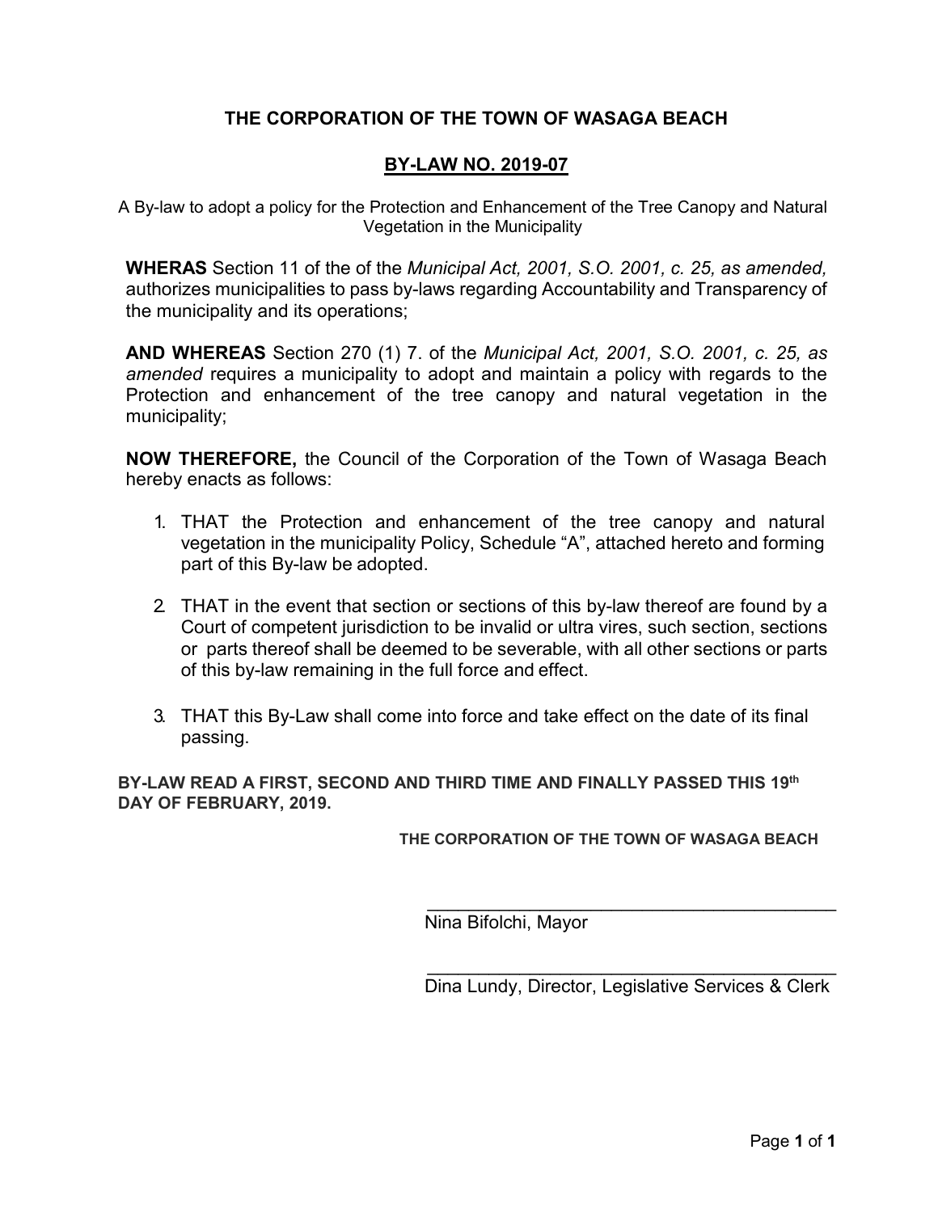# THE CORPORATION OF THE TOWN OF WASAGA BEACH

## BY-LAW NO. 2019-07

A By-law to adopt a policy for the Protection and Enhancement of the Tree Canopy and Natural Vegetation in the Municipality

**WHERAS** Section 11 of the of the *Municipal Act, 2001, S.O. 2001, c. 25, as amended,* authorizes municipalities to pass by-laws regarding Accountability and Transparency of the municipality and its operations;

**AND WHEREAS** Section 270 (1) 7. of the *Municipal Act, 2001, S.O. 2001, c. 25, as amended* requires a municipality to adopt and maintain a policy with regards to the Protection and enhancement of the tree canopy and natural vegetation in the municipality;

**NOW THEREFORE,** the Council of the Corporation of the Town of Wasaga Beach hereby enacts as follows:

1. THAT the Protection and enhancement of the tree canopy and natural vegetation in the municipality Policy, Schedule "A", attached hereto and forming part of this By-law be adopted.

2. THAT in the event that section or sections of this by-law thereof are found by a Court of competent jurisdiction to be invalid or ultra vires, such section, sections or parts thereof shall be deemed to be severable, with all other sections or parts of this by-law remaining in the full force and effect.

3. THAT this By-Law shall come into force and take effect on the date of its final passing.

**BY-LAW READ A FIRST, SECOND AND THIRD TIME AND FINALLY PASSED THIS 19th DAY OF FEBRUARY, 2019.**

**THE CORPORATION OF THE TOWN OF WASAGA BEACH**

\_\_\_\_\_\_\_\_\_\_\_\_\_\_\_\_\_\_\_\_\_\_\_\_\_\_\_\_\_\_\_\_\_\_\_\_\_\_\_\_

Nina Bifolchi, Mayor

\_\_\_\_\_\_\_\_\_\_\_\_\_\_\_\_\_\_\_\_\_\_\_\_\_\_\_\_\_\_\_\_\_\_\_\_\_\_\_\_

Dina Lundy, Director, Legislative Services & Clerk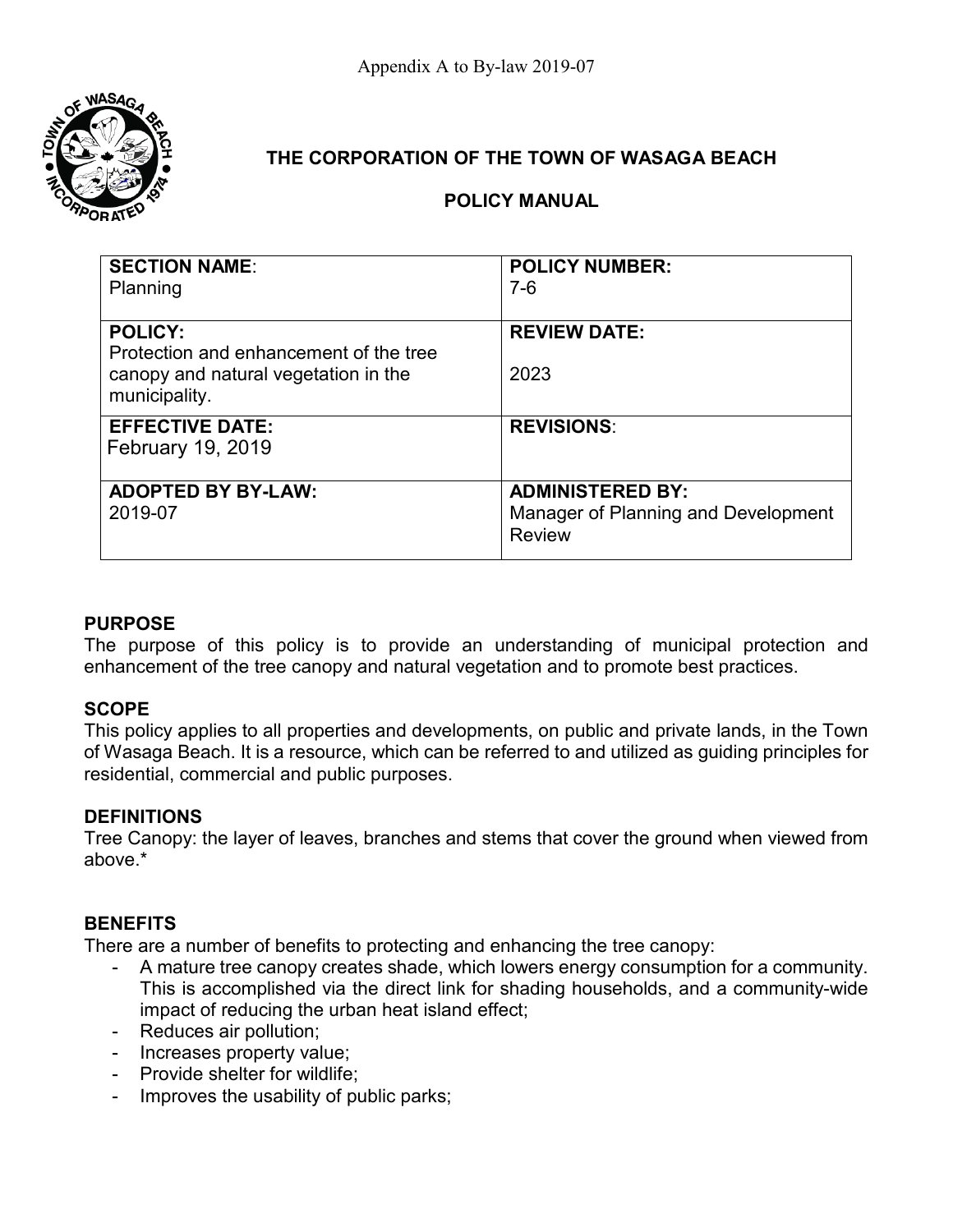Appendix A to By-law 2019-07

# THE CORPORATION OF THE TOWN OF WASAGA BEACH

## POLICY MANUAL

| **SECTION NAME**: Planning | **POLICY NUMBER:** 7-6 |
| --- | --- |
| **POLICY:** Protection and enhancement of the tree canopy and natural vegetation in the municipality. | **REVIEW DATE:** 2023 |
| **EFFECTIVE DATE:** February 19, 2019 | **REVISIONS**: |
| **ADOPTED BY BY-LAW:** 2019-07 | **ADMINISTERED BY:** Manager of Planning and Development Review |

### PURPOSE

The purpose of this policy is to provide an understanding of municipal protection and enhancement of the tree canopy and natural vegetation and to promote best practices.

### SCOPE

This policy applies to all properties and developments, on public and private lands, in the Town of Wasaga Beach. It is a resource, which can be referred to and utilized as guiding principles for residential, commercial and public purposes.

### DEFINITIONS

Tree Canopy: the layer of leaves, branches and stems that cover the ground when viewed from above.*

### BENEFITS

There are a number of benefits to protecting and enhancing the tree canopy:

- A mature tree canopy creates shade, which lowers energy consumption for a community. This is accomplished via the direct link for shading households, and a community-wide impact of reducing the urban heat island effect;
- Reduces air pollution;
- Increases property value;
- Provide shelter for wildlife;
- Improves the usability of public parks;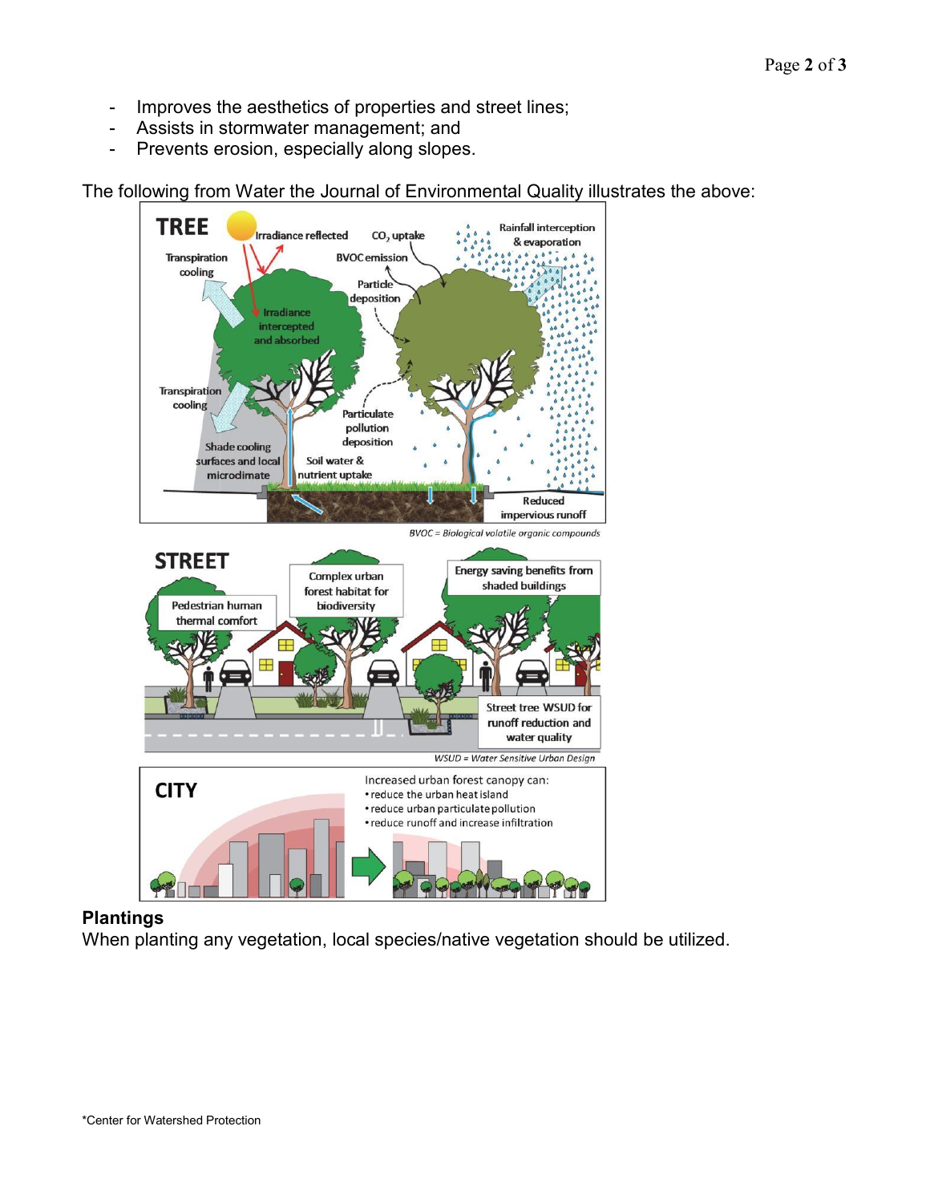- Improves the aesthetics of properties and street lines;
- Assists in stormwater management; and
- Prevents erosion, especially along slopes.

The following from Water the Journal of Environmental Quality illustrates the above:

## Plantings

When planting any vegetation, local species/native vegetation should be utilized.

*Center for Watershed Protection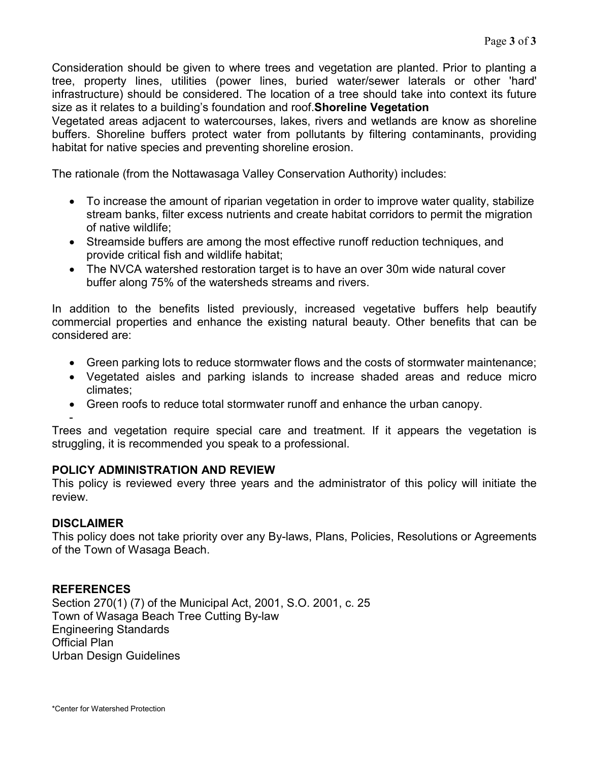Consideration should be given to where trees and vegetation are planted. Prior to planting a tree, property lines, utilities (power lines, buried water/sewer laterals or other 'hard' infrastructure) should be considered. The location of a tree should take into context its future size as it relates to a building's foundation and roof.

**Shoreline Vegetation**

Vegetated areas adjacent to watercourses, lakes, rivers and wetlands are know as shoreline buffers. Shoreline buffers protect water from pollutants by filtering contaminants, providing habitat for native species and preventing shoreline erosion.

The rationale (from the Nottawasaga Valley Conservation Authority) includes:

- To increase the amount of riparian vegetation in order to improve water quality, stabilize stream banks, filter excess nutrients and create habitat corridors to permit the migration of native wildlife;
- Streamside buffers are among the most effective runoff reduction techniques, and provide critical fish and wildlife habitat;
- The NVCA watershed restoration target is to have an over 30m wide natural cover buffer along 75% of the watersheds streams and rivers.

In addition to the benefits listed previously, increased vegetative buffers help beautify commercial properties and enhance the existing natural beauty. Other benefits that can be considered are:

- Green parking lots to reduce stormwater flows and the costs of stormwater maintenance;
- Vegetated aisles and parking islands to increase shaded areas and reduce micro climates;
- Green roofs to reduce total stormwater runoff and enhance the urban canopy.

-

Trees and vegetation require special care and treatment. If it appears the vegetation is struggling, it is recommended you speak to a professional.

## POLICY ADMINISTRATION AND REVIEW

This policy is reviewed every three years and the administrator of this policy will initiate the review.

## DISCLAIMER

This policy does not take priority over any By-laws, Plans, Policies, Resolutions or Agreements of the Town of Wasaga Beach.

## REFERENCES

Section 270(1) (7) of the Municipal Act, 2001, S.O. 2001, c. 25
Town of Wasaga Beach Tree Cutting By-law
Engineering Standards
Official Plan
Urban Design Guidelines

*Center for Watershed Protection